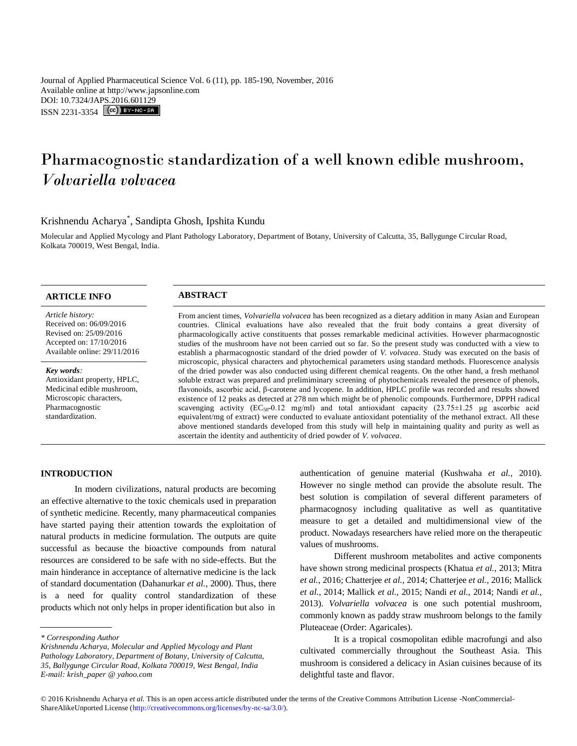Journal of Applied Pharmaceutical Science Vol. 6 (11), pp. 185-190, November, 2016
Available online at http://www.japsonline.com
DOI: 10.7324/JAPS.2016.601129
ISSN 2231-3354

# Pharmacognostic standardization of a well known edible mushroom, *Volvariella volvacea*

Krishnendu Acharya*, Sandipta Ghosh, Ipshita Kundu

Molecular and Applied Mycology and Plant Pathology Laboratory, Department of Botany, University of Calcutta, 35, Ballygunge Circular Road, Kolkata 700019, West Bengal, India.

## ARTICLE INFO

*Article history:*
Received on: 06/09/2016
Revised on: 25/09/2016
Accepted on: 17/10/2016
Available online: 29/11/2016

***Key words**:*
Antioxidant property, HPLC, Medicinal edible mushroom, Microscopic characters, Pharmacognostic standardization.

## ABSTRACT

From ancient times, *Volvariella volvacea* has been recognized as a dietary addition in many Asian and European countries. Clinical evaluations have also revealed that the fruit body contains a great diversity of pharmacologically active constituents that posses remarkable medicinal activities. However pharmacognostic studies of the mushroom have not been carried out so far. So the present study was conducted with a view to establish a pharmacognostic standard of the dried powder of *V. volvacea*. Study was executed on the basis of microscopic, physical characters and phytochemical parameters using standard methods. Fluorescence analysis of the dried powder was also conducted using different chemical reagents. On the other hand, a fresh methanol soluble extract was prepared and prelimiminary screening of phytochemicals revealed the presence of phenols, flavonoids, ascorbic acid, β-carotene and lycopene. In addition, HPLC profile was recorded and results showed existence of 12 peaks as detected at 278 nm which might be of phenolic compounds. Furthermore, DPPH radical scavenging activity ($EC_{50}$-0.12 mg/ml) and total antioxidant capacity (23.75±1.25 μg ascorbic acid equivalent/mg of extract) were conducted to evaluate antioxidant potentiality of the methanol extract. All these above mentioned standards developed from this study will help in maintaining quality and purity as well as ascertain the identity and authenticity of dried powder of *V. volvacea*.

## INTRODUCTION

In modern civilizations, natural products are becoming an effective alternative to the toxic chemicals used in preparation of synthetic medicine. Recently, many pharmaceutical companies have started paying their attention towards the exploitation of natural products in medicine formulation. The outputs are quite successful as because the bioactive compounds from natural resources are considered to be safe with no side-effects. But the main hinderance in acceptance of alternative medicine is the lack of standard documentation (Dahanurkar *et al.,* 2000). Thus, there is a need for quality control standardization of these products which not only helps in proper identification but also in authentication of genuine material (Kushwaha *et al.,* 2010). However no single method can provide the absolute result. The best solution is compilation of several different parameters of pharmacognosy including qualitative as well as quantitative measure to get a detailed and multidimensional view of the product. Nowadays researchers have relied more on the therapeutic values of mushrooms.

Different mushroom metabolites and active components have shown strong medicinal prospects (Khatua *et al.,* 2013; Mitra *et al.,* 2016; Chatterjee *et al.,* 2014; Chatterjee *et al.,* 2016; Mallick *et al.,* 2014; Mallick *et al.,* 2015; Nandi *et al.,* 2014; Nandi *et al.,* 2013). *Volvariella volvacea* is one such potential mushroom, commonly known as paddy straw mushroom belongs to the family Pluteaceae (Order: Agaricales).

It is a tropical cosmopolitan edible macrofungi and also cultivated commercially throughout the Southeast Asia. This mushroom is considered a delicacy in Asian cuisines because of its delightful taste and flavor.

---

*\* Corresponding Author*
*Krishnendu Acharya, Molecular and Applied Mycology and Plant Pathology Laboratory, Department of Botany, University of Calcutta, 35, Ballygunge Circular Road, Kolkata 700019, West Bengal, India*
*E-mail: krish_paper @ yahoo.com*

© 2016 Krishnendu Acharya *et al.* This is an open access article distributed under the terms of the Creative Commons Attribution License -NonCommercial-ShareAlikeUnported License (http://creativecommons.org/licenses/by-nc-sa/3.0/).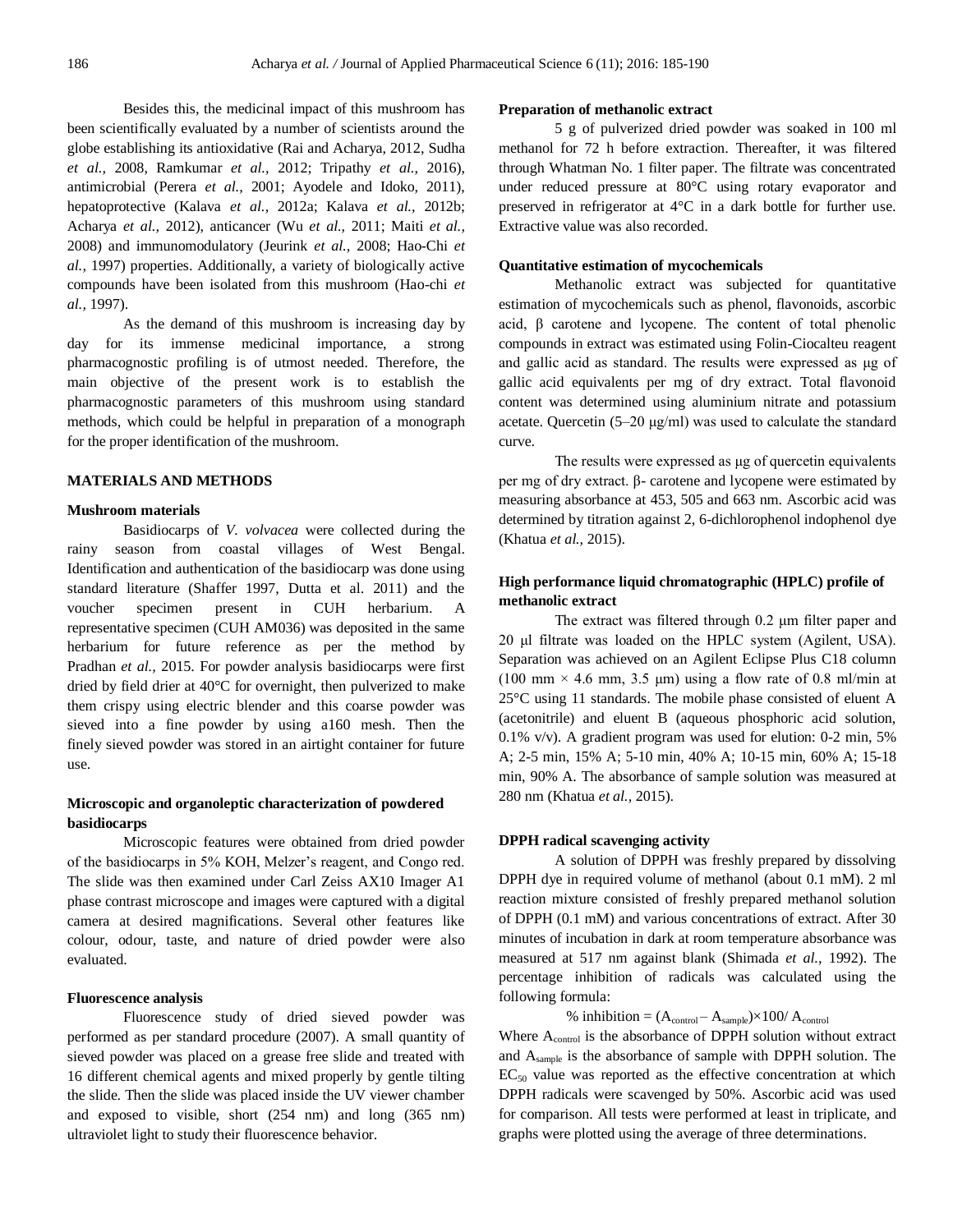Besides this, the medicinal impact of this mushroom has been scientifically evaluated by a number of scientists around the globe establishing its antioxidative (Rai and Acharya, 2012, Sudha *et al.,* 2008, Ramkumar *et al.,* 2012; Tripathy *et al.,* 2016), antimicrobial (Perera *et al.,* 2001; Ayodele and Idoko, 2011), hepatoprotective (Kalava *et al.,* 2012a; Kalava *et al.,* 2012b; Acharya *et al.,* 2012), anticancer (Wu *et al.,* 2011; Maiti *et al.,* 2008) and immunomodulatory (Jeurink *et al.,* 2008; Hao-Chi *et al.,* 1997) properties. Additionally, a variety of biologically active compounds have been isolated from this mushroom (Hao-chi *et al.,* 1997).

As the demand of this mushroom is increasing day by day for its immense medicinal importance, a strong pharmacognostic profiling is of utmost needed. Therefore, the main objective of the present work is to establish the pharmacognostic parameters of this mushroom using standard methods, which could be helpful in preparation of a monograph for the proper identification of the mushroom.

## MATERIALS AND METHODS

### Mushroom materials

Basidiocarps of *V. volvacea* were collected during the rainy season from coastal villages of West Bengal. Identification and authentication of the basidiocarp was done using standard literature (Shaffer 1997, Dutta et al. 2011) and the voucher specimen present in CUH herbarium. A representative specimen (CUH AM036) was deposited in the same herbarium for future reference as per the method by Pradhan *et al.,* 2015. For powder analysis basidiocarps were first dried by field drier at 40°C for overnight, then pulverized to make them crispy using electric blender and this coarse powder was sieved into a fine powder by using a160 mesh. Then the finely sieved powder was stored in an airtight container for future use.

### Microscopic and organoleptic characterization of powdered basidiocarps

Microscopic features were obtained from dried powder of the basidiocarps in 5% KOH, Melzer's reagent, and Congo red. The slide was then examined under Carl Zeiss AX10 Imager A1 phase contrast microscope and images were captured with a digital camera at desired magnifications. Several other features like colour, odour, taste, and nature of dried powder were also evaluated.

### Fluorescence analysis

Fluorescence study of dried sieved powder was performed as per standard procedure (2007). A small quantity of sieved powder was placed on a grease free slide and treated with 16 different chemical agents and mixed properly by gentle tilting the slide. Then the slide was placed inside the UV viewer chamber and exposed to visible, short (254 nm) and long (365 nm) ultraviolet light to study their fluorescence behavior.

### Preparation of methanolic extract

5 g of pulverized dried powder was soaked in 100 ml methanol for 72 h before extraction. Thereafter, it was filtered through Whatman No. 1 filter paper. The filtrate was concentrated under reduced pressure at 80°C using rotary evaporator and preserved in refrigerator at 4°C in a dark bottle for further use. Extractive value was also recorded.

### Quantitative estimation of mycochemicals

Methanolic extract was subjected for quantitative estimation of mycochemicals such as phenol, flavonoids, ascorbic acid, β carotene and lycopene. The content of total phenolic compounds in extract was estimated using Folin-Ciocalteu reagent and gallic acid as standard. The results were expressed as µg of gallic acid equivalents per mg of dry extract. Total flavonoid content was determined using aluminium nitrate and potassium acetate. Quercetin (5–20 µg/ml) was used to calculate the standard curve.

The results were expressed as µg of quercetin equivalents per mg of dry extract. β- carotene and lycopene were estimated by measuring absorbance at 453, 505 and 663 nm. Ascorbic acid was determined by titration against 2, 6-dichlorophenol indophenol dye (Khatua *et al.,* 2015).

### High performance liquid chromatographic (HPLC) profile of methanolic extract

The extract was filtered through 0.2 µm filter paper and 20 µl filtrate was loaded on the HPLC system (Agilent, USA). Separation was achieved on an Agilent Eclipse Plus C18 column (100 mm × 4.6 mm, 3.5 µm) using a flow rate of 0.8 ml/min at 25°C using 11 standards. The mobile phase consisted of eluent A (acetonitrile) and eluent B (aqueous phosphoric acid solution, 0.1% v/v). A gradient program was used for elution: 0-2 min, 5% A; 2-5 min, 15% A; 5-10 min, 40% A; 10-15 min, 60% A; 15-18 min, 90% A. The absorbance of sample solution was measured at 280 nm (Khatua *et al.,* 2015).

### DPPH radical scavenging activity

A solution of DPPH was freshly prepared by dissolving DPPH dye in required volume of methanol (about 0.1 mM). 2 ml reaction mixture consisted of freshly prepared methanol solution of DPPH (0.1 mM) and various concentrations of extract. After 30 minutes of incubation in dark at room temperature absorbance was measured at 517 nm against blank (Shimada *et al.,* 1992). The percentage inhibition of radicals was calculated using the following formula:

$$\% \text{ inhibition} = (A_{control} - A_{sample}) \times 100 / A_{control}$$

Where $A_{control}$ is the absorbance of DPPH solution without extract and $A_{sample}$ is the absorbance of sample with DPPH solution. The $EC_{50}$ value was reported as the effective concentration at which DPPH radicals were scavenged by 50%. Ascorbic acid was used for comparison. All tests were performed at least in triplicate, and graphs were plotted using the average of three determinations.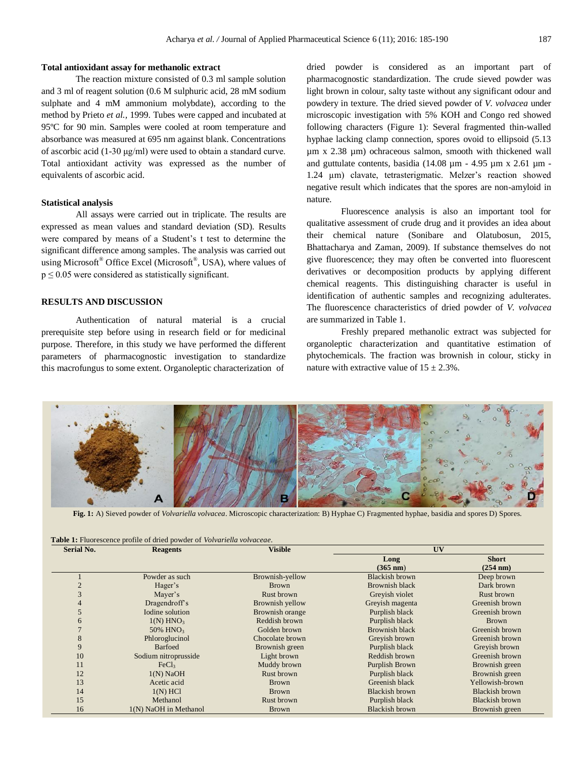### Total antioxidant assay for methanolic extract

The reaction mixture consisted of 0.3 ml sample solution and 3 ml of reagent solution (0.6 M sulphuric acid, 28 mM sodium sulphate and 4 mM ammonium molybdate), according to the method by Prieto *et al.*, 1999. Tubes were capped and incubated at 95ºC for 90 min. Samples were cooled at room temperature and absorbance was measured at 695 nm against blank. Concentrations of ascorbic acid (1-30 μg/ml) were used to obtain a standard curve. Total antioxidant activity was expressed as the number of equivalents of ascorbic acid.

### Statistical analysis

All assays were carried out in triplicate. The results are expressed as mean values and standard deviation (SD). Results were compared by means of a Student's t test to determine the significant difference among samples. The analysis was carried out using Microsoft® Office Excel (Microsoft®, USA), where values of $p \leq 0.05$ were considered as statistically significant.

## RESULTS AND DISCUSSION

Authentication of natural material is a crucial prerequisite step before using in research field or for medicinal purpose. Therefore, in this study we have performed the different parameters of pharmacognostic investigation to standardize this macrofungus to some extent. Organoleptic characterization of dried powder is considered as an important part of pharmacognostic standardization. The crude sieved powder was light brown in colour, salty taste without any significant odour and powdery in texture. The dried sieved powder of *V. volvacea* under microscopic investigation with 5% KOH and Congo red showed following characters (Figure 1): Several fragmented thin-walled hyphae lacking clamp connection, spores ovoid to ellipsoid (5.13 µm x 2.38 µm) ochraceous salmon, smooth with thickened wall and guttulate contents, basidia (14.08 µm - 4.95 µm x 2.61 µm - 1.24 µm) clavate, tetrasterigmatic. Melzer's reaction showed negative result which indicates that the spores are non-amyloid in nature.

Fluorescence analysis is also an important tool for qualitative assessment of crude drug and it provides an idea about their chemical nature (Sonibare and Olatubosun, 2015, Bhattacharya and Zaman, 2009). If substance themselves do not give fluorescence; they may often be converted into fluorescent derivatives or decomposition products by applying different chemical reagents. This distinguishing character is useful in identification of authentic samples and recognizing adulterates. The fluorescence characteristics of dried powder of *V. volvacea* are summarized in Table 1.

Freshly prepared methanolic extract was subjected for organoleptic characterization and quantitative estimation of phytochemicals. The fraction was brownish in colour, sticky in nature with extractive value of $15 \pm 2.3\%$.

**Fig. 1:** A) Sieved powder of *Volvariella volvacea*. Microscopic characterization: B) Hyphae C) Fragmented hyphae, basidia and spores D) Spores.

**Table 1:** Fluorescence profile of dried powder of *Volvariella volvaceae*.

| Serial No. | Reagents | Visible | UV | |
|---|---|---|---|---|
| | | | Long (365 nm) | Short (254 nm) |
| 1 | Powder as such | Brownish-yellow | Blackish brown | Deep brown |
| 2 | Hager's | Brown | Brownish black | Dark brown |
| 3 | Mayer's | Rust brown | Greyish violet | Rust brown |
| 4 | Dragendroff's | Brownish yellow | Greyish magenta | Greenish brown |
| 5 | Iodine solution | Brownish orange | Purplish black | Greenish brown |
| 6 | 1(N) $HNO_3$ | Reddish brown | Purplish black | Brown |
| 7 | 50% $HNO_3$ | Golden brown | Brownish black | Greenish brown |
| 8 | Phloroglucinol | Chocolate brown | Greyish brown | Greenish brown |
| 9 | Barfoed | Brownish green | Purplish black | Greyish brown |
| 10 | Sodium nitroprusside | Light brown | Reddish brown | Greenish brown |
| 11 | $FeCl_3$ | Muddy brown | Purplish Brown | Brownish green |
| 12 | 1(N) NaOH | Rust brown | Purplish black | Brownish green |
| 13 | Acetic acid | Brown | Greenish black | Yellowish-brown |
| 14 | 1(N) HCl | Brown | Blackish brown | Blackish brown |
| 15 | Methanol | Rust brown | Purplish black | Blackish brown |
| 16 | 1(N) NaOH in Methanol | Brown | Blackish brown | Brownish green |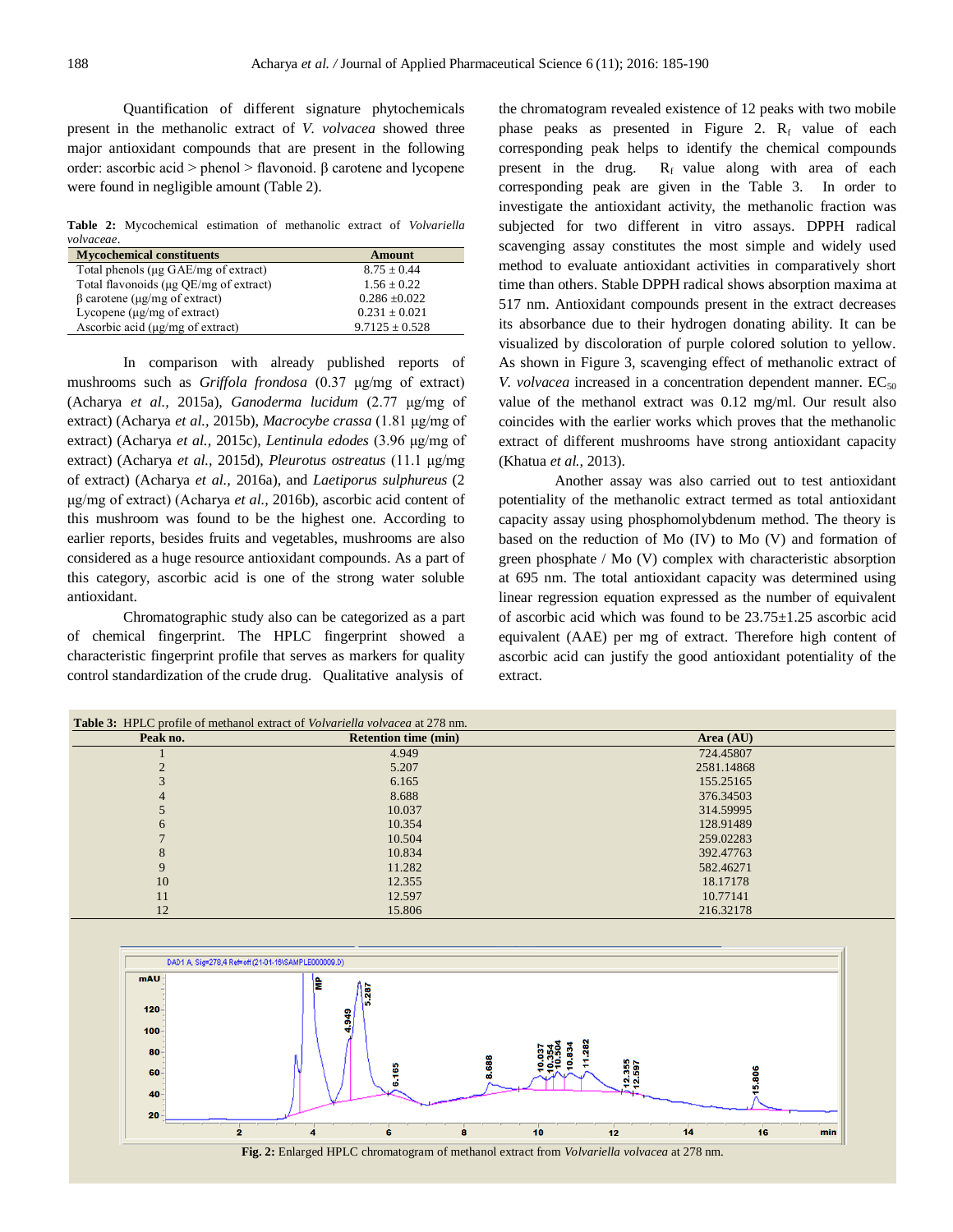Quantification of different signature phytochemicals present in the methanolic extract of *V. volvacea* showed three major antioxidant compounds that are present in the following order: ascorbic acid > phenol > flavonoid. β carotene and lycopene were found in negligible amount (Table 2).

**Table 2:** Mycochemical estimation of methanolic extract of *Volvariella volvaceae*.

| Mycochemical constituents | Amount |
|---|---|
| Total phenols (μg GAE/mg of extract) | 8.75 ± 0.44 |
| Total flavonoids (μg QE/mg of extract) | 1.56 ± 0.22 |
| β carotene (μg/mg of extract) | 0.286 ±0.022 |
| Lycopene (μg/mg of extract) | 0.231 ± 0.021 |
| Ascorbic acid (μg/mg of extract) | 9.7125 ± 0.528 |

In comparison with already published reports of mushrooms such as *Griffola frondosa* (0.37 μg/mg of extract) (Acharya *et al.,* 2015a), *Ganoderma lucidum* (2.77 μg/mg of extract) (Acharya *et al.,* 2015b), *Macrocybe crassa* (1.81 μg/mg of extract) (Acharya *et al.,* 2015c), *Lentinula edodes* (3.96 μg/mg of extract) (Acharya *et al.,* 2015d), *Pleurotus ostreatus* (11.1 μg/mg of extract) (Acharya *et al.,* 2016a), and *Laetiporus sulphureus* (2 μg/mg of extract) (Acharya *et al.,* 2016b), ascorbic acid content of this mushroom was found to be the highest one. According to earlier reports, besides fruits and vegetables, mushrooms are also considered as a huge resource antioxidant compounds. As a part of this category, ascorbic acid is one of the strong water soluble antioxidant.

Chromatographic study also can be categorized as a part of chemical fingerprint. The HPLC fingerprint showed a characteristic fingerprint profile that serves as markers for quality control standardization of the crude drug. Qualitative analysis of the chromatogram revealed existence of 12 peaks with two mobile phase peaks as presented in Figure 2. $R_f$ value of each corresponding peak helps to identify the chemical compounds present in the drug. $R_f$ value along with area of each corresponding peak are given in the Table 3. In order to investigate the antioxidant activity, the methanolic fraction was subjected for two different in vitro assays. DPPH radical scavenging assay constitutes the most simple and widely used method to evaluate antioxidant activities in comparatively short time than others. Stable DPPH radical shows absorption maxima at 517 nm. Antioxidant compounds present in the extract decreases its absorbance due to their hydrogen donating ability. It can be visualized by discoloration of purple colored solution to yellow. As shown in Figure 3, scavenging effect of methanolic extract of *V. volvacea* increased in a concentration dependent manner. $EC_{50}$ value of the methanol extract was 0.12 mg/ml. Our result also coincides with the earlier works which proves that the methanolic extract of different mushrooms have strong antioxidant capacity (Khatua *et al.,* 2013).

Another assay was also carried out to test antioxidant potentiality of the methanolic extract termed as total antioxidant capacity assay using phosphomolybdenum method. The theory is based on the reduction of Mo (IV) to Mo (V) and formation of green phosphate / Mo (V) complex with characteristic absorption at 695 nm. The total antioxidant capacity was determined using linear regression equation expressed as the number of equivalent of ascorbic acid which was found to be 23.75±1.25 ascorbic acid equivalent (AAE) per mg of extract. Therefore high content of ascorbic acid can justify the good antioxidant potentiality of the extract.

**Table 3:** HPLC profile of methanol extract of *Volvariella volvacea* at 278 nm.

| Peak no. | Retention time (min) | Area (AU) |
|---|---|---|
| 1 | 4.949 | 724.45807 |
| 2 | 5.207 | 2581.14868 |
| 3 | 6.165 | 155.25165 |
| 4 | 8.688 | 376.34503 |
| 5 | 10.037 | 314.59995 |
| 6 | 10.354 | 128.91489 |
| 7 | 10.504 | 259.02283 |
| 8 | 10.834 | 392.47763 |
| 9 | 11.282 | 582.46271 |
| 10 | 12.355 | 18.17178 |
| 11 | 12.597 | 10.77141 |
| 12 | 15.806 | 216.32178 |

**Fig. 2:** Enlarged HPLC chromatogram of methanol extract from *Volvariella volvacea* at 278 nm.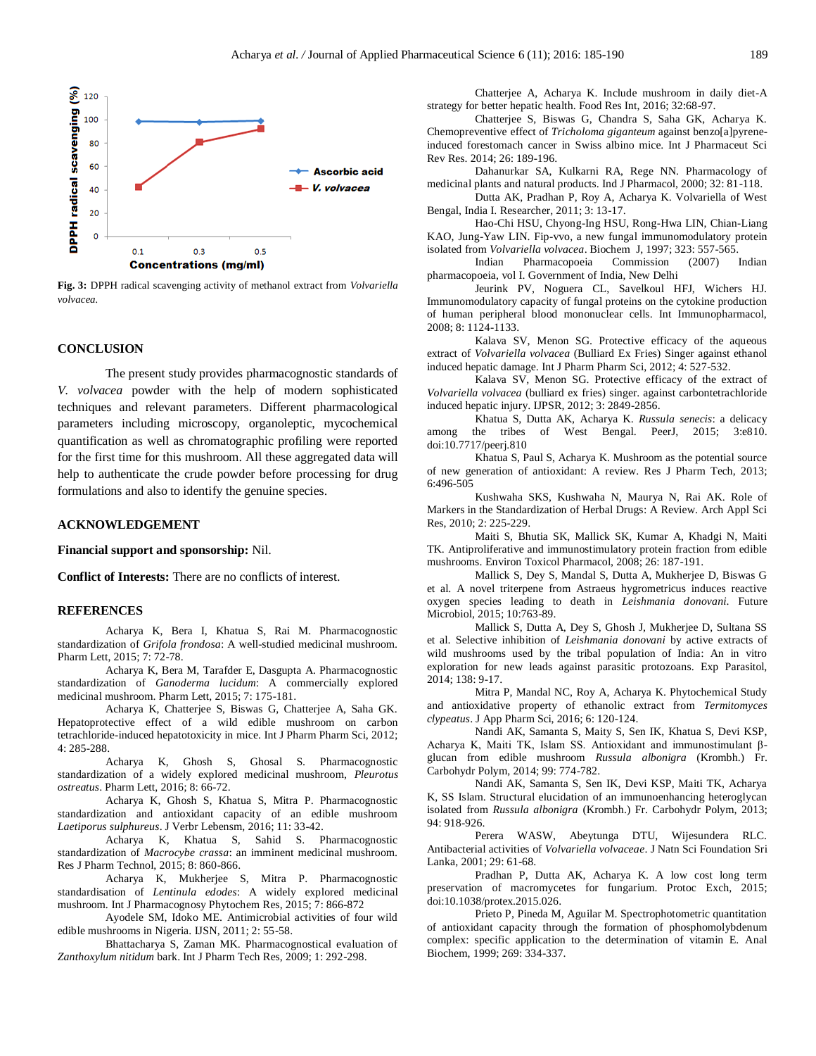Fig. 3: DPPH radical scavenging activity of methanol extract from *Volvariella volvacea.*

## CONCLUSION

The present study provides pharmacognostic standards of *V. volvacea* powder with the help of modern sophisticated techniques and relevant parameters. Different pharmacological parameters including microscopy, organoleptic, mycochemical quantification as well as chromatographic profiling were reported for the first time for this mushroom. All these aggregated data will help to authenticate the crude powder before processing for drug formulations and also to identify the genuine species.

## ACKNOWLEDGEMENT

**Financial support and sponsorship:** Nil.

**Conflict of Interests:** There are no conflicts of interest.

## REFERENCES

Acharya K, Bera I, Khatua S, Rai M. Pharmacognostic standardization of *Grifola frondosa*: A well-studied medicinal mushroom. Pharm Lett, 2015; 7: 72-78.

Acharya K, Bera M, Tarafder E, Dasgupta A. Pharmacognostic standardization of *Ganoderma lucidum*: A commercially explored medicinal mushroom. Pharm Lett, 2015; 7: 175-181.

Acharya K, Chatterjee S, Biswas G, Chatterjee A, Saha GK. Hepatoprotective effect of a wild edible mushroom on carbon tetrachloride-induced hepatotoxicity in mice. Int J Pharm Pharm Sci, 2012; 4: 285-288.

Acharya K, Ghosh S, Ghosal S. Pharmacognostic standardization of a widely explored medicinal mushroom, *Pleurotus ostreatus*. Pharm Lett, 2016; 8: 66-72.

Acharya K, Ghosh S, Khatua S, Mitra P. Pharmacognostic standardization and antioxidant capacity of an edible mushroom *Laetiporus sulphureus*. J Verbr Lebensm, 2016; 11: 33-42.

Acharya K, Khatua S, Sahid S. Pharmacognostic standardization of *Macrocybe crassa*: an imminent medicinal mushroom. Res J Pharm Technol, 2015; 8: 860-866.

Acharya K, Mukherjee S, Mitra P. Pharmacognostic standardisation of *Lentinula edodes*: A widely explored medicinal mushroom. Int J Pharmacognosy Phytochem Res, 2015; 7: 866-872

Ayodele SM, Idoko ME. Antimicrobial activities of four wild edible mushrooms in Nigeria. IJSN, 2011; 2: 55-58.

Bhattacharya S, Zaman MK. Pharmacognostical evaluation of *Zanthoxylum nitidum* bark. Int J Pharm Tech Res, 2009; 1: 292-298.

Chatterjee A, Acharya K. Include mushroom in daily diet-A strategy for better hepatic health. Food Res Int, 2016; 32:68-97.

Chatterjee S, Biswas G, Chandra S, Saha GK, Acharya K. Chemopreventive effect of *Tricholoma giganteum* against benzo[a]pyrene-induced forestomach cancer in Swiss albino mice. Int J Pharmaceut Sci Rev Res. 2014; 26: 189-196.

Dahanurkar SA, Kulkarni RA, Rege NN. Pharmacology of medicinal plants and natural products. Ind J Pharmacol, 2000; 32: 81-118.

Dutta AK, Pradhan P, Roy A, Acharya K. Volvariella of West Bengal, India I. Researcher, 2011; 3: 13-17.

Hao-Chi HSU, Chyong-Ing HSU, Rong-Hwa LIN, Chian-Liang KAO, Jung-Yaw LIN. Fip-vvo, a new fungal immunomodulatory protein isolated from *Volvariella volvacea*. Biochem J, 1997; 323: 557-565.

Indian Pharmacopoeia Commission (2007) Indian pharmacopoeia, vol I. Government of India, New Delhi

Jeurink PV, Noguera CL, Savelkoul HFJ, Wichers HJ. Immunomodulatory capacity of fungal proteins on the cytokine production of human peripheral blood mononuclear cells. Int Immunopharmacol, 2008; 8: 1124-1133.

Kalava SV, Menon SG. Protective efficacy of the aqueous extract of *Volvariella volvacea* (Bulliard Ex Fries) Singer against ethanol induced hepatic damage. Int J Pharm Pharm Sci, 2012; 4: 527-532.

Kalava SV, Menon SG. Protective efficacy of the extract of *Volvariella volvacea* (bulliard ex fries) singer. against carbontetrachloride induced hepatic injury. IJPSR, 2012; 3: 2849-2856.

Khatua S, Dutta AK, Acharya K. *Russula senecis*: a delicacy among the tribes of West Bengal. PeerJ, 2015; 3:e810. doi:10.7717/peerj.810

Khatua S, Paul S, Acharya K. Mushroom as the potential source of new generation of antioxidant: A review. Res J Pharm Tech, 2013; 6:496-505

Kushwaha SKS, Kushwaha N, Maurya N, Rai AK. Role of Markers in the Standardization of Herbal Drugs: A Review. Arch Appl Sci Res, 2010; 2: 225-229.

Maiti S, Bhutia SK, Mallick SK, Kumar A, Khadgi N, Maiti TK. Antiproliferative and immunostimulatory protein fraction from edible mushrooms. Environ Toxicol Pharmacol, 2008; 26: 187-191.

Mallick S, Dey S, Mandal S, Dutta A, Mukherjee D, Biswas G et al. A novel triterpene from Astraeus hygrometricus induces reactive oxygen species leading to death in *Leishmania donovani.* Future Microbiol, 2015; 10:763-89.

Mallick S, Dutta A, Dey S, Ghosh J, Mukherjee D, Sultana SS et al. Selective inhibition of *Leishmania donovani* by active extracts of wild mushrooms used by the tribal population of India: An in vitro exploration for new leads against parasitic protozoans. Exp Parasitol, 2014; 138: 9-17.

Mitra P, Mandal NC, Roy A, Acharya K. Phytochemical Study and antioxidative property of ethanolic extract from *Termitomyces clypeatus*. J App Pharm Sci, 2016; 6: 120-124.

Nandi AK, Samanta S, Maity S, Sen IK, Khatua S, Devi KSP, Acharya K, Maiti TK, Islam SS. Antioxidant and immunostimulant β-glucan from edible mushroom *Russula albonigra* (Krombh.) Fr. Carbohydr Polym, 2014; 99: 774-782.

Nandi AK, Samanta S, Sen IK, Devi KSP, Maiti TK, Acharya K, SS Islam. Structural elucidation of an immunoenhancing heteroglycan isolated from *Russula albonigra* (Krombh.) Fr. Carbohydr Polym, 2013; 94: 918-926.

Perera WASW, Abeytunga DTU, Wijesundera RLC. Antibacterial activities of *Volvariella volvaceae*. J Natn Sci Foundation Sri Lanka, 2001; 29: 61-68.

Pradhan P, Dutta AK, Acharya K. A low cost long term preservation of macromycetes for fungarium. Protoc Exch, 2015; doi:10.1038/protex.2015.026.

Prieto P, Pineda M, Aguilar M. Spectrophotometric quantitation of antioxidant capacity through the formation of phosphomolybdenum complex: specific application to the determination of vitamin E. Anal Biochem, 1999; 269: 334-337.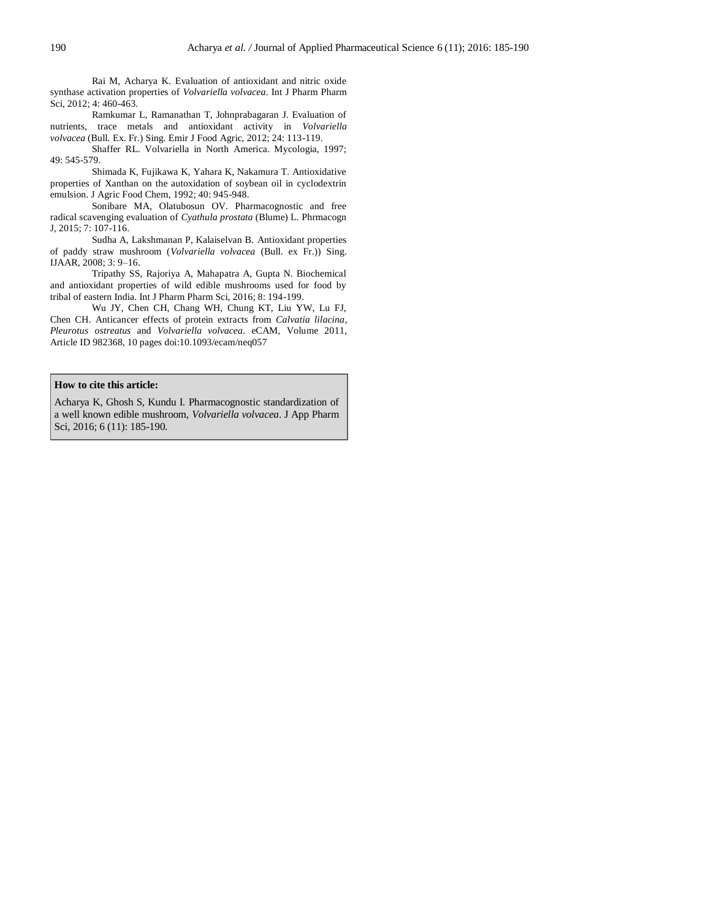Rai M, Acharya K. Evaluation of antioxidant and nitric oxide synthase activation properties of *Volvariella volvacea*. Int J Pharm Pharm Sci, 2012; 4: 460-463.

Ramkumar L, Ramanathan T, Johnprabagaran J. Evaluation of nutrients, trace metals and antioxidant activity in *Volvariella volvacea* (Bull. Ex. Fr.) Sing. Emir J Food Agric, 2012; 24: 113-119.

Shaffer RL. Volvariella in North America. Mycologia, 1997; 49: 545-579.

Shimada K, Fujikawa K, Yahara K, Nakamura T. Antioxidative properties of Xanthan on the autoxidation of soybean oil in cyclodextrin emulsion. J Agric Food Chem, 1992; 40: 945-948.

Sonibare MA, Olatubosun OV. Pharmacognostic and free radical scavenging evaluation of *Cyathula prostata* (Blume) L. Phrmacogn J, 2015; 7: 107-116.

Sudha A, Lakshmanan P, Kalaiselvan B. Antioxidant properties of paddy straw mushroom (*Volvariella volvacea* (Bull. ex Fr.)) Sing. IJAAR, 2008; 3: 9–16.

Tripathy SS, Rajoriya A, Mahapatra A, Gupta N. Biochemical and antioxidant properties of wild edible mushrooms used for food by tribal of eastern India. Int J Pharm Pharm Sci, 2016; 8: 194-199.

Wu JY, Chen CH, Chang WH, Chung KT, Liu YW, Lu FJ, Chen CH. Anticancer effects of protein extracts from *Calvatia lilacina*, *Pleurotus ostreatus* and *Volvariella volvacea*. eCAM, Volume 2011, Article ID 982368, 10 pages doi:10.1093/ecam/neq057

**How to cite this article:**

Acharya K, Ghosh S, Kundu I. Pharmacognostic standardization of a well known edible mushroom, *Volvariella volvacea*. J App Pharm Sci, 2016; 6 (11): 185-190.